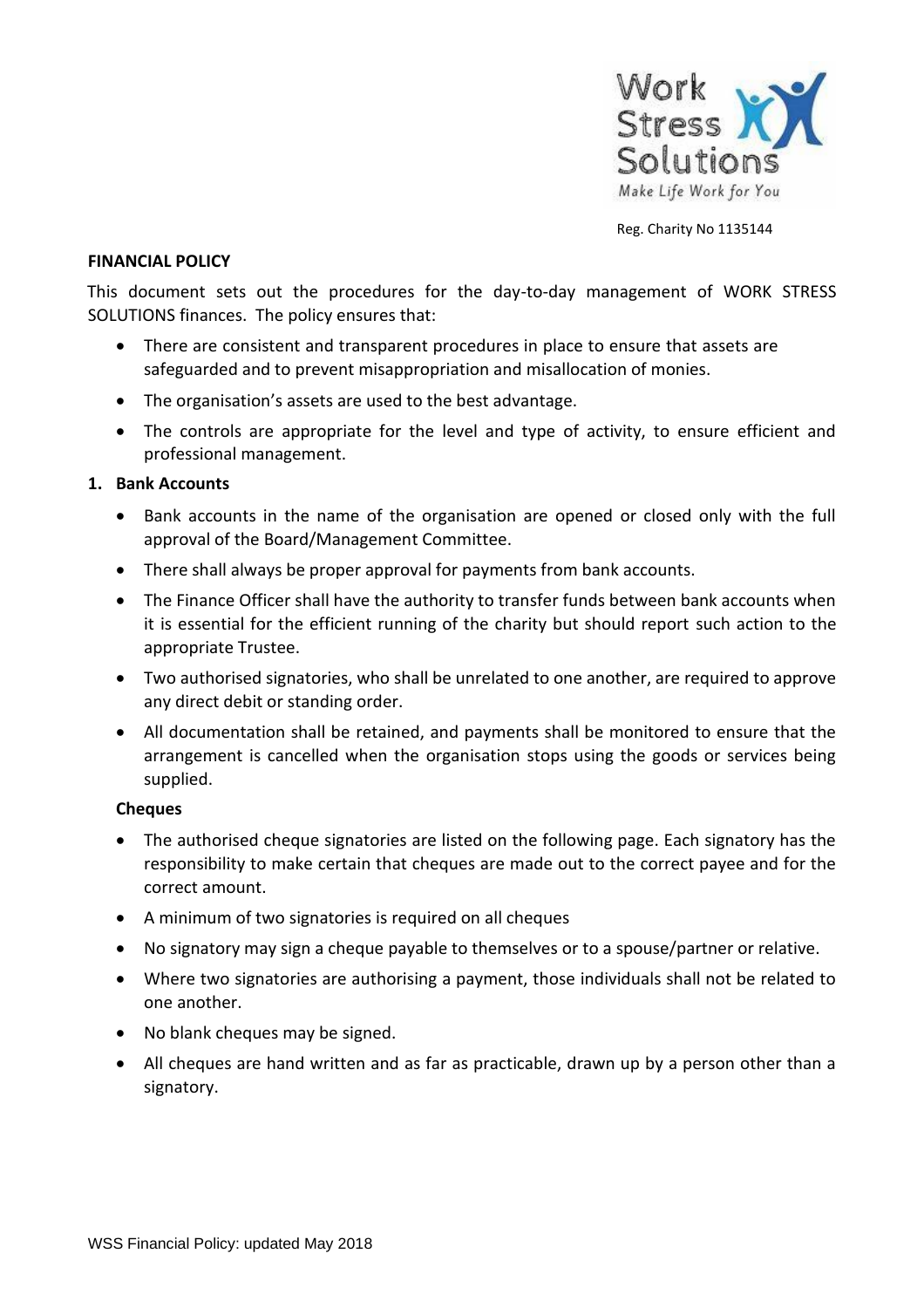Work Stress Solutions
Make Life Work for You

Reg. Charity No 1135144

**FINANCIAL POLICY**

This document sets out the procedures for the day-to-day management of WORK STRESS SOLUTIONS finances. The policy ensures that:

- There are consistent and transparent procedures in place to ensure that assets are safeguarded and to prevent misappropriation and misallocation of monies.
- The organisation's assets are used to the best advantage.
- The controls are appropriate for the level and type of activity, to ensure efficient and professional management.

**1. Bank Accounts**

- Bank accounts in the name of the organisation are opened or closed only with the full approval of the Board/Management Committee.
- There shall always be proper approval for payments from bank accounts.
- The Finance Officer shall have the authority to transfer funds between bank accounts when it is essential for the efficient running of the charity but should report such action to the appropriate Trustee.
- Two authorised signatories, who shall be unrelated to one another, are required to approve any direct debit or standing order.
- All documentation shall be retained, and payments shall be monitored to ensure that the arrangement is cancelled when the organisation stops using the goods or services being supplied.

**Cheques**

- The authorised cheque signatories are listed on the following page. Each signatory has the responsibility to make certain that cheques are made out to the correct payee and for the correct amount.
- A minimum of two signatories is required on all cheques
- No signatory may sign a cheque payable to themselves or to a spouse/partner or relative.
- Where two signatories are authorising a payment, those individuals shall not be related to one another.
- No blank cheques may be signed.
- All cheques are hand written and as far as practicable, drawn up by a person other than a signatory.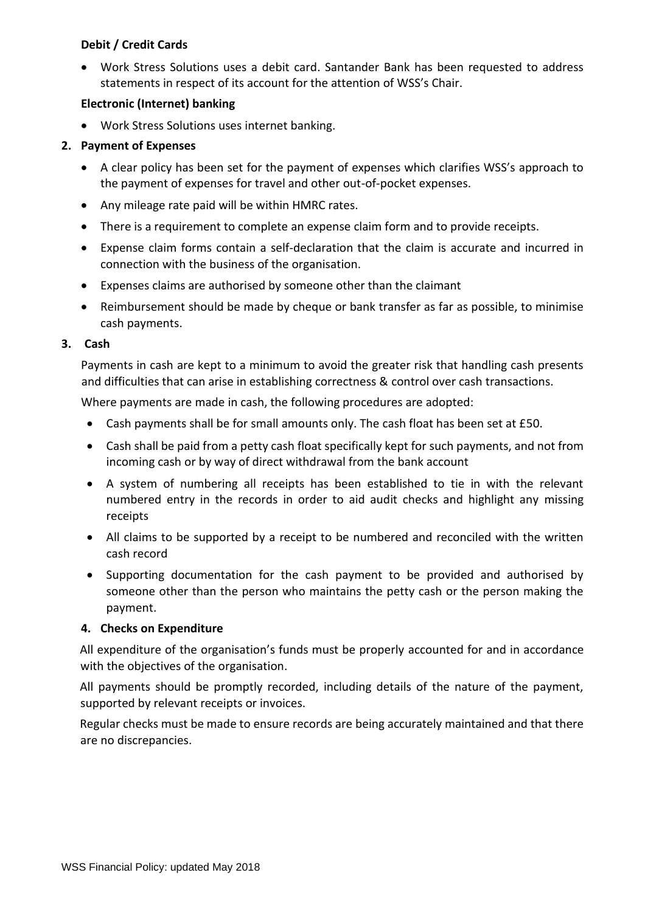**Debit / Credit Cards**

- Work Stress Solutions uses a debit card. Santander Bank has been requested to address statements in respect of its account for the attention of WSS's Chair.

**Electronic (Internet) banking**

- Work Stress Solutions uses internet banking.

## 2. Payment of Expenses

- A clear policy has been set for the payment of expenses which clarifies WSS's approach to the payment of expenses for travel and other out-of-pocket expenses.
- Any mileage rate paid will be within HMRC rates.
- There is a requirement to complete an expense claim form and to provide receipts.
- Expense claim forms contain a self-declaration that the claim is accurate and incurred in connection with the business of the organisation.
- Expenses claims are authorised by someone other than the claimant
- Reimbursement should be made by cheque or bank transfer as far as possible, to minimise cash payments.

## 3. Cash

Payments in cash are kept to a minimum to avoid the greater risk that handling cash presents and difficulties that can arise in establishing correctness & control over cash transactions.

Where payments are made in cash, the following procedures are adopted:

- Cash payments shall be for small amounts only. The cash float has been set at £50.
- Cash shall be paid from a petty cash float specifically kept for such payments, and not from incoming cash or by way of direct withdrawal from the bank account
- A system of numbering all receipts has been established to tie in with the relevant numbered entry in the records in order to aid audit checks and highlight any missing receipts
- All claims to be supported by a receipt to be numbered and reconciled with the written cash record
- Supporting documentation for the cash payment to be provided and authorised by someone other than the person who maintains the petty cash or the person making the payment.

## 4. Checks on Expenditure

All expenditure of the organisation's funds must be properly accounted for and in accordance with the objectives of the organisation.

All payments should be promptly recorded, including details of the nature of the payment, supported by relevant receipts or invoices.

Regular checks must be made to ensure records are being accurately maintained and that there are no discrepancies.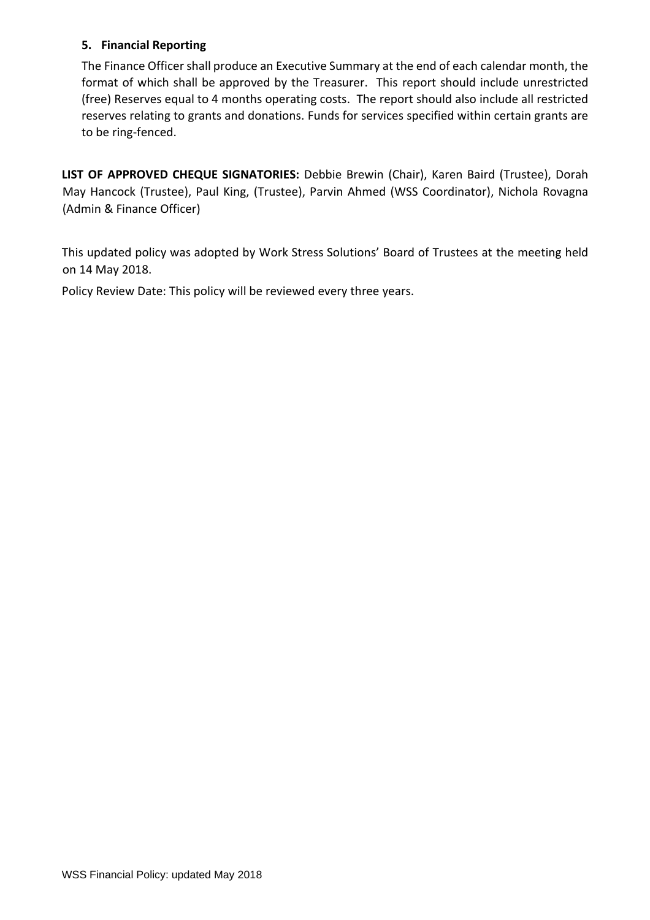**5. Financial Reporting**

The Finance Officer shall produce an Executive Summary at the end of each calendar month, the format of which shall be approved by the Treasurer. This report should include unrestricted (free) Reserves equal to 4 months operating costs. The report should also include all restricted reserves relating to grants and donations. Funds for services specified within certain grants are to be ring-fenced.

**LIST OF APPROVED CHEQUE SIGNATORIES:** Debbie Brewin (Chair), Karen Baird (Trustee), Dorah May Hancock (Trustee), Paul King, (Trustee), Parvin Ahmed (WSS Coordinator), Nichola Rovagna (Admin & Finance Officer)

This updated policy was adopted by Work Stress Solutions' Board of Trustees at the meeting held on 14 May 2018.

Policy Review Date: This policy will be reviewed every three years.